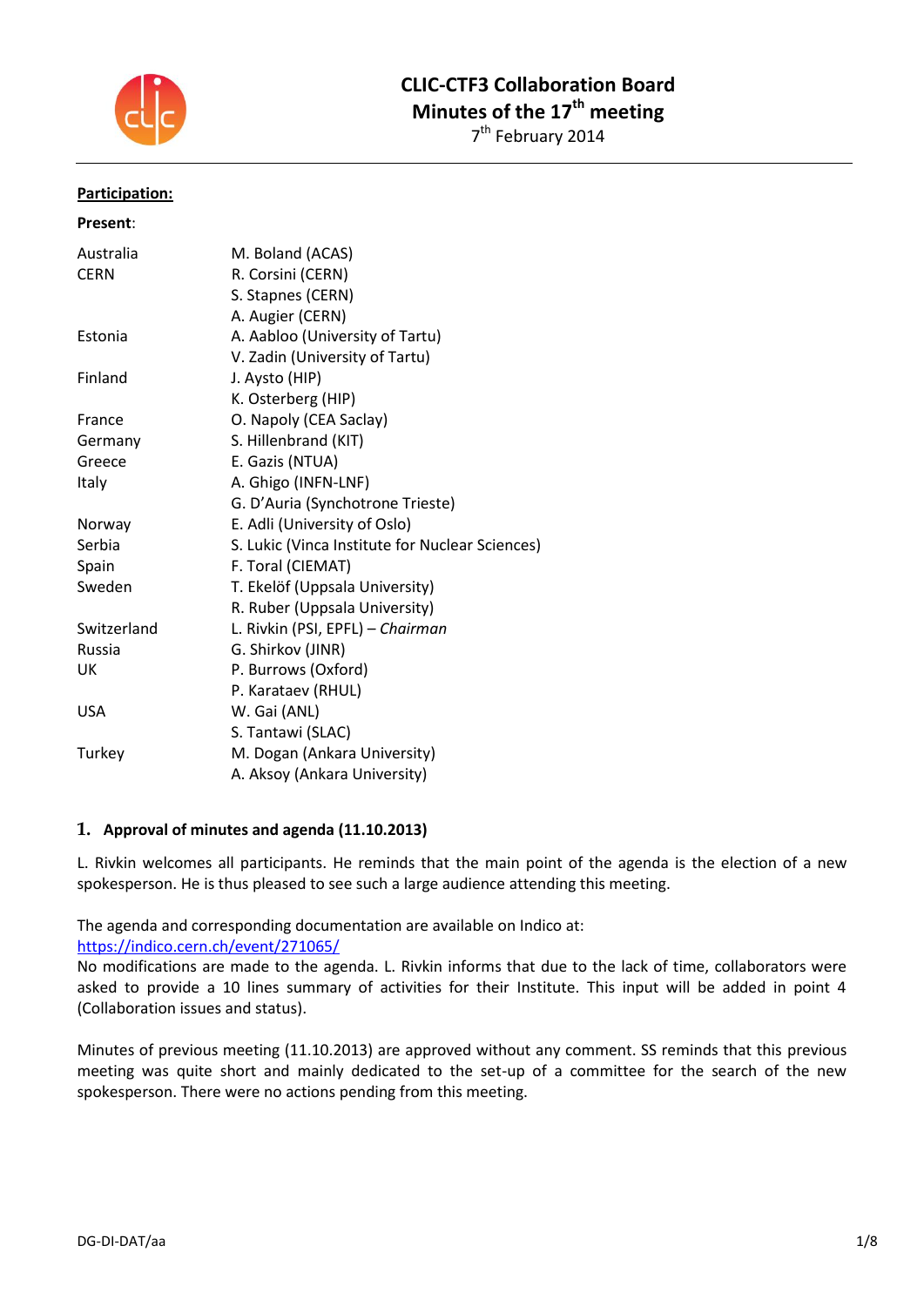# CLIC-CTF3 Collaboration Board
## Minutes of the 17th meeting
7th February 2014

**Participation:**

**Present:**

| | |
|---|---|
| Australia | M. Boland (ACAS) |
| CERN | R. Corsini (CERN) |
| | S. Stapnes (CERN) |
| | A. Augier (CERN) |
| Estonia | A. Aabloo (University of Tartu) |
| | V. Zadin (University of Tartu) |
| Finland | J. Aysto (HIP) |
| | K. Osterberg (HIP) |
| France | O. Napoly (CEA Saclay) |
| Germany | S. Hillenbrand (KIT) |
| Greece | E. Gazis (NTUA) |
| Italy | A. Ghigo (INFN-LNF) |
| | G. D'Auria (Synchotrone Trieste) |
| Norway | E. Adli (University of Oslo) |
| Serbia | S. Lukic (Vinca Institute for Nuclear Sciences) |
| Spain | F. Toral (CIEMAT) |
| Sweden | T. Ekelöf (Uppsala University) |
| | R. Ruber (Uppsala University) |
| Switzerland | L. Rivkin (PSI, EPFL) – *Chairman* |
| Russia | G. Shirkov (JINR) |
| UK | P. Burrows (Oxford) |
| | P. Karataev (RHUL) |
| USA | W. Gai (ANL) |
| | S. Tantawi (SLAC) |
| Turkey | M. Dogan (Ankara University) |
| | A. Aksoy (Ankara University) |

## 1. Approval of minutes and agenda (11.10.2013)

L. Rivkin welcomes all participants. He reminds that the main point of the agenda is the election of a new spokesperson. He is thus pleased to see such a large audience attending this meeting.

The agenda and corresponding documentation are available on Indico at:
https://indico.cern.ch/event/271065/
No modifications are made to the agenda. L. Rivkin informs that due to the lack of time, collaborators were asked to provide a 10 lines summary of activities for their Institute. This input will be added in point 4 (Collaboration issues and status).

Minutes of previous meeting (11.10.2013) are approved without any comment. SS reminds that this previous meeting was quite short and mainly dedicated to the set-up of a committee for the search of the new spokesperson. There were no actions pending from this meeting.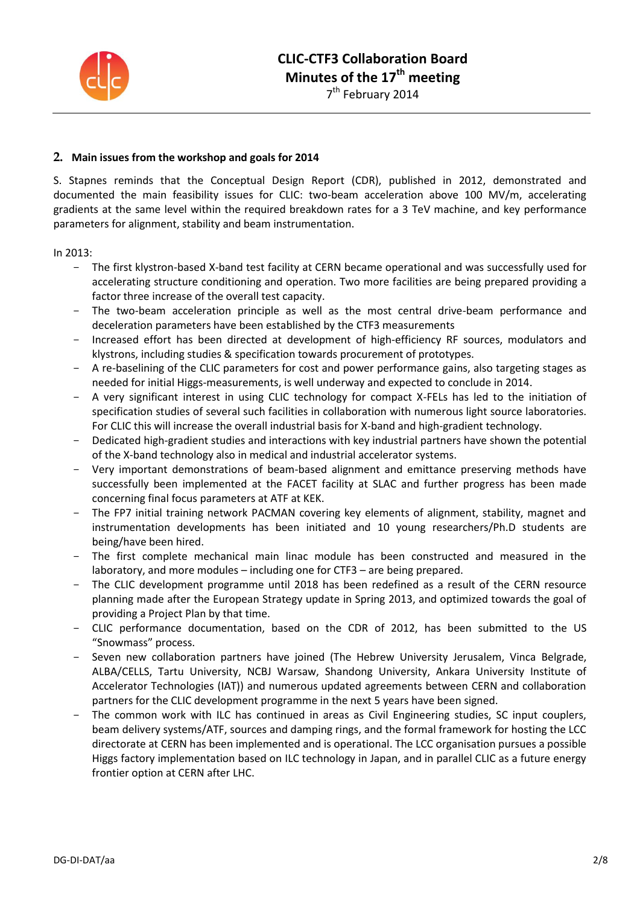## 2. Main issues from the workshop and goals for 2014

S. Stapnes reminds that the Conceptual Design Report (CDR), published in 2012, demonstrated and documented the main feasibility issues for CLIC: two-beam acceleration above 100 MV/m, accelerating gradients at the same level within the required breakdown rates for a 3 TeV machine, and key performance parameters for alignment, stability and beam instrumentation.

In 2013:

- The first klystron-based X-band test facility at CERN became operational and was successfully used for accelerating structure conditioning and operation. Two more facilities are being prepared providing a factor three increase of the overall test capacity.
- The two-beam acceleration principle as well as the most central drive-beam performance and deceleration parameters have been established by the CTF3 measurements
- Increased effort has been directed at development of high-efficiency RF sources, modulators and klystrons, including studies & specification towards procurement of prototypes.
- A re-baselining of the CLIC parameters for cost and power performance gains, also targeting stages as needed for initial Higgs-measurements, is well underway and expected to conclude in 2014.
- A very significant interest in using CLIC technology for compact X-FELs has led to the initiation of specification studies of several such facilities in collaboration with numerous light source laboratories. For CLIC this will increase the overall industrial basis for X-band and high-gradient technology.
- Dedicated high-gradient studies and interactions with key industrial partners have shown the potential of the X-band technology also in medical and industrial accelerator systems.
- Very important demonstrations of beam-based alignment and emittance preserving methods have successfully been implemented at the FACET facility at SLAC and further progress has been made concerning final focus parameters at ATF at KEK.
- The FP7 initial training network PACMAN covering key elements of alignment, stability, magnet and instrumentation developments has been initiated and 10 young researchers/Ph.D students are being/have been hired.
- The first complete mechanical main linac module has been constructed and measured in the laboratory, and more modules – including one for CTF3 – are being prepared.
- The CLIC development programme until 2018 has been redefined as a result of the CERN resource planning made after the European Strategy update in Spring 2013, and optimized towards the goal of providing a Project Plan by that time.
- CLIC performance documentation, based on the CDR of 2012, has been submitted to the US "Snowmass" process.
- Seven new collaboration partners have joined (The Hebrew University Jerusalem, Vinca Belgrade, ALBA/CELLS, Tartu University, NCBJ Warsaw, Shandong University, Ankara University Institute of Accelerator Technologies (IAT)) and numerous updated agreements between CERN and collaboration partners for the CLIC development programme in the next 5 years have been signed.
- The common work with ILC has continued in areas as Civil Engineering studies, SC input couplers, beam delivery systems/ATF, sources and damping rings, and the formal framework for hosting the LCC directorate at CERN has been implemented and is operational. The LCC organisation pursues a possible Higgs factory implementation based on ILC technology in Japan, and in parallel CLIC as a future energy frontier option at CERN after LHC.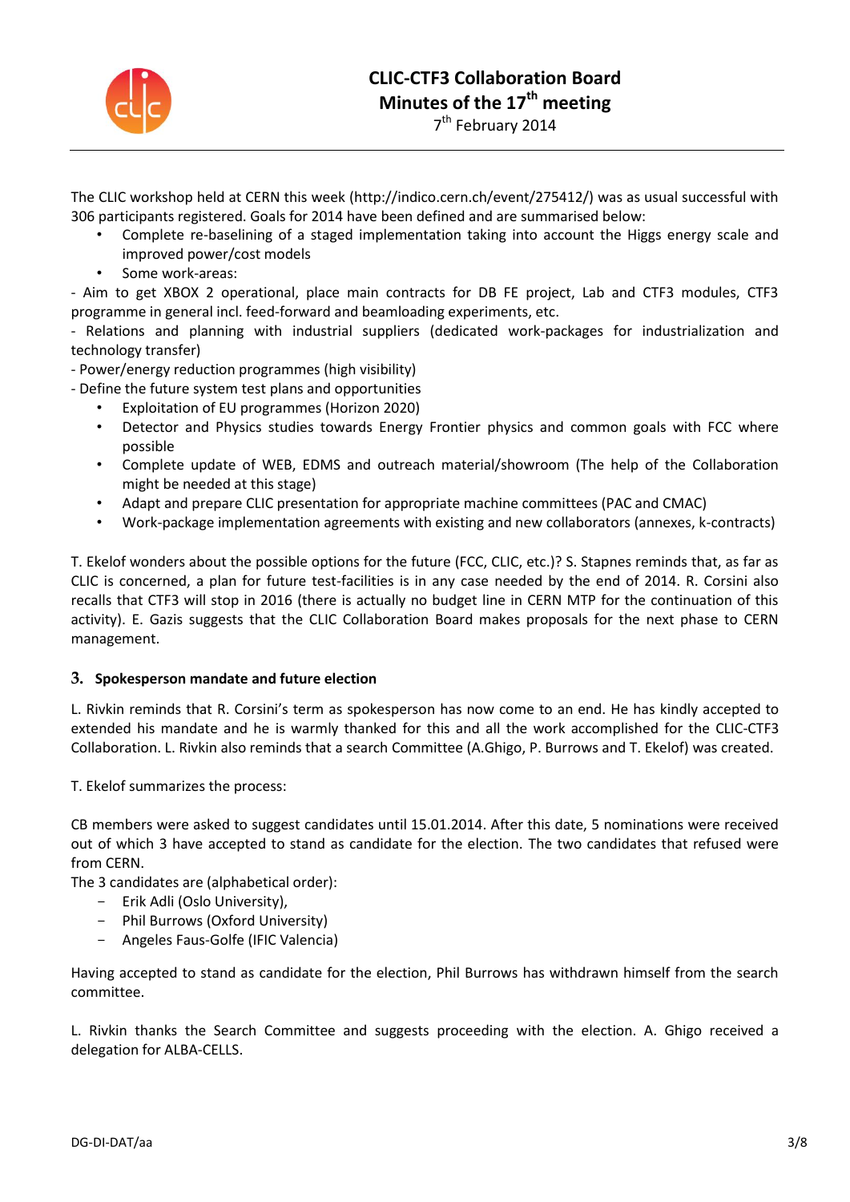The CLIC workshop held at CERN this week (http://indico.cern.ch/event/275412/) was as usual successful with 306 participants registered. Goals for 2014 have been defined and are summarised below:

- Complete re-baselining of a staged implementation taking into account the Higgs energy scale and improved power/cost models
- Some work-areas:

- Aim to get XBOX 2 operational, place main contracts for DB FE project, Lab and CTF3 modules, CTF3 programme in general incl. feed-forward and beamloading experiments, etc.
- Relations and planning with industrial suppliers (dedicated work-packages for industrialization and technology transfer)
- Power/energy reduction programmes (high visibility)
- Define the future system test plans and opportunities

- Exploitation of EU programmes (Horizon 2020)
- Detector and Physics studies towards Energy Frontier physics and common goals with FCC where possible
- Complete update of WEB, EDMS and outreach material/showroom (The help of the Collaboration might be needed at this stage)
- Adapt and prepare CLIC presentation for appropriate machine committees (PAC and CMAC)
- Work-package implementation agreements with existing and new collaborators (annexes, k-contracts)

T. Ekelof wonders about the possible options for the future (FCC, CLIC, etc.)? S. Stapnes reminds that, as far as CLIC is concerned, a plan for future test-facilities is in any case needed by the end of 2014. R. Corsini also recalls that CTF3 will stop in 2016 (there is actually no budget line in CERN MTP for the continuation of this activity). E. Gazis suggests that the CLIC Collaboration Board makes proposals for the next phase to CERN management.

## 3. Spokesperson mandate and future election

L. Rivkin reminds that R. Corsini's term as spokesperson has now come to an end. He has kindly accepted to extended his mandate and he is warmly thanked for this and all the work accomplished for the CLIC-CTF3 Collaboration. L. Rivkin also reminds that a search Committee (A.Ghigo, P. Burrows and T. Ekelof) was created.

T. Ekelof summarizes the process:

CB members were asked to suggest candidates until 15.01.2014. After this date, 5 nominations were received out of which 3 have accepted to stand as candidate for the election. The two candidates that refused were from CERN.

The 3 candidates are (alphabetical order):

- Erik Adli (Oslo University),
- Phil Burrows (Oxford University)
- Angeles Faus-Golfe (IFIC Valencia)

Having accepted to stand as candidate for the election, Phil Burrows has withdrawn himself from the search committee.

L. Rivkin thanks the Search Committee and suggests proceeding with the election. A. Ghigo received a delegation for ALBA-CELLS.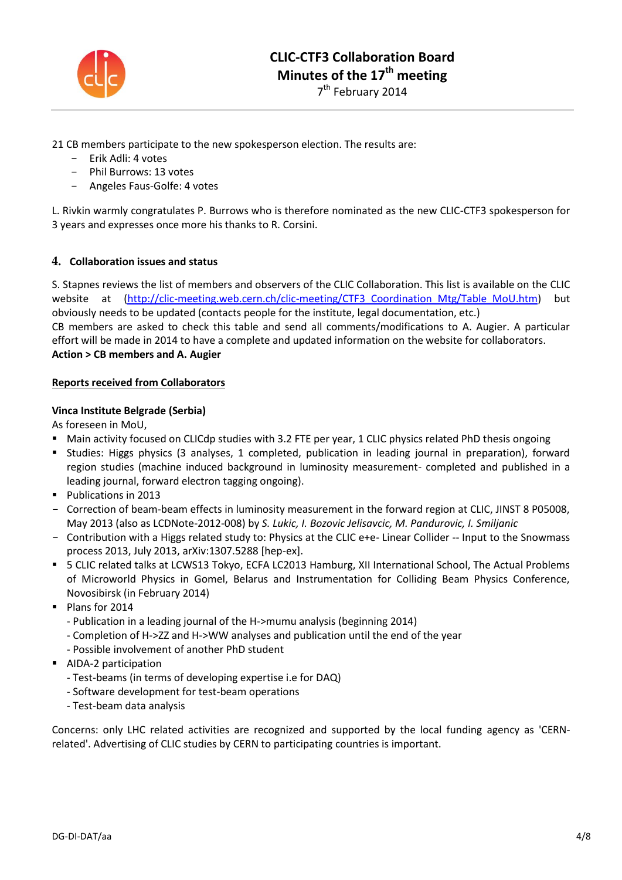21 CB members participate to the new spokesperson election. The results are:

- Erik Adli: 4 votes
- Phil Burrows: 13 votes
- Angeles Faus-Golfe: 4 votes

L. Rivkin warmly congratulates P. Burrows who is therefore nominated as the new CLIC-CTF3 spokesperson for 3 years and expresses once more his thanks to R. Corsini.

## 4. Collaboration issues and status

S. Stapnes reviews the list of members and observers of the CLIC Collaboration. This list is available on the CLIC website at (http://clic-meeting.web.cern.ch/clic-meeting/CTF3_Coordination_Mtg/Table_MoU.htm) but obviously needs to be updated (contacts people for the institute, legal documentation, etc.)

CB members are asked to check this table and send all comments/modifications to A. Augier. A particular effort will be made in 2014 to have a complete and updated information on the website for collaborators.

**Action > CB members and A. Augier**

**Reports received from Collaborators**

**Vinca Institute Belgrade (Serbia)**

As foreseen in MoU,

- Main activity focused on CLICdp studies with 3.2 FTE per year, 1 CLIC physics related PhD thesis ongoing
- Studies: Higgs physics (3 analyses, 1 completed, publication in leading journal in preparation), forward region studies (machine induced background in luminosity measurement- completed and published in a leading journal, forward electron tagging ongoing).
- Publications in 2013
  - Correction of beam-beam effects in luminosity measurement in the forward region at CLIC, JINST 8 P05008, May 2013 (also as LCDNote-2012-008) by *S. Lukic, I. Bozovic Jelisavcic, M. Pandurovic, I. Smiljanic*
  - Contribution with a Higgs related study to: Physics at the CLIC e+e- Linear Collider -- Input to the Snowmass process 2013, July 2013, arXiv:1307.5288 [hep-ex].
- 5 CLIC related talks at LCWS13 Tokyo, ECFA LC2013 Hamburg, XII International School, The Actual Problems of Microworld Physics in Gomel, Belarus and Instrumentation for Colliding Beam Physics Conference, Novosibirsk (in February 2014)
- Plans for 2014
  - Publication in a leading journal of the H->mumu analysis (beginning 2014)
  - Completion of H->ZZ and H->WW analyses and publication until the end of the year
  - Possible involvement of another PhD student
- AIDA-2 participation
  - Test-beams (in terms of developing expertise i.e for DAQ)
  - Software development for test-beam operations
  - Test-beam data analysis

Concerns: only LHC related activities are recognized and supported by the local funding agency as 'CERN-related'. Advertising of CLIC studies by CERN to participating countries is important.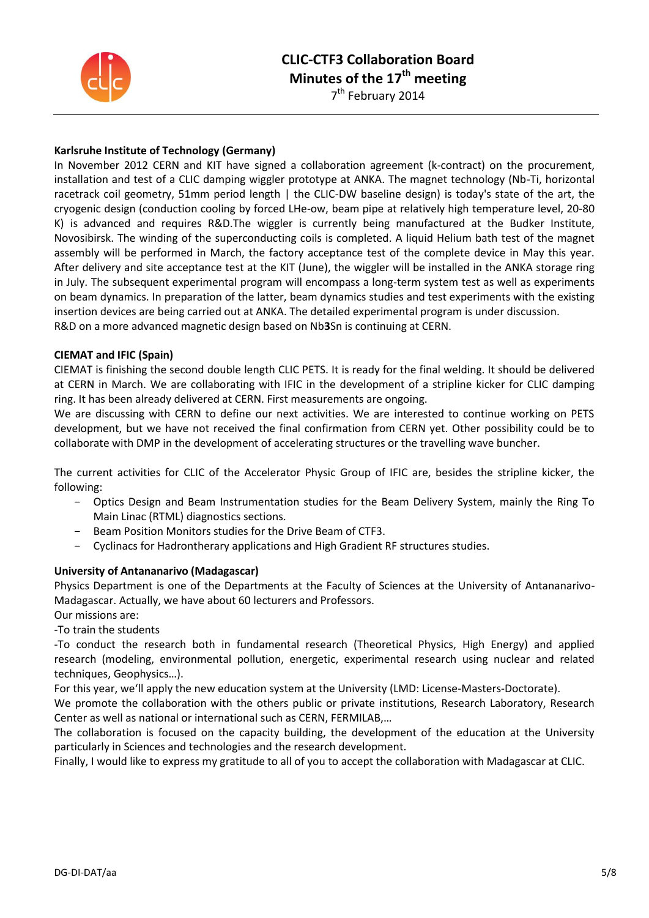## Karlsruhe Institute of Technology (Germany)

In November 2012 CERN and KIT have signed a collaboration agreement (k-contract) on the procurement, installation and test of a CLIC damping wiggler prototype at ANKA. The magnet technology (Nb-Ti, horizontal racetrack coil geometry, 51mm period length | the CLIC-DW baseline design) is today's state of the art, the cryogenic design (conduction cooling by forced LHe-ow, beam pipe at relatively high temperature level, 20-80 K) is advanced and requires R&D.The wiggler is currently being manufactured at the Budker Institute, Novosibirsk. The winding of the superconducting coils is completed. A liquid Helium bath test of the magnet assembly will be performed in March, the factory acceptance test of the complete device in May this year. After delivery and site acceptance test at the KIT (June), the wiggler will be installed in the ANKA storage ring in July. The subsequent experimental program will encompass a long-term system test as well as experiments on beam dynamics. In preparation of the latter, beam dynamics studies and test experiments with the existing insertion devices are being carried out at ANKA. The detailed experimental program is under discussion.
R&D on a more advanced magnetic design based on Nb**3**Sn is continuing at CERN.

## CIEMAT and IFIC (Spain)

CIEMAT is finishing the second double length CLIC PETS. It is ready for the final welding. It should be delivered at CERN in March. We are collaborating with IFIC in the development of a stripline kicker for CLIC damping ring. It has been already delivered at CERN. First measurements are ongoing.
We are discussing with CERN to define our next activities. We are interested to continue working on PETS development, but we have not received the final confirmation from CERN yet. Other possibility could be to collaborate with DMP in the development of accelerating structures or the travelling wave buncher.

The current activities for CLIC of the Accelerator Physic Group of IFIC are, besides the stripline kicker, the following:

- Optics Design and Beam Instrumentation studies for the Beam Delivery System, mainly the Ring To Main Linac (RTML) diagnostics sections.
- Beam Position Monitors studies for the Drive Beam of CTF3.
- Cyclinacs for Hadrontherary applications and High Gradient RF structures studies.

## University of Antananarivo (Madagascar)

Physics Department is one of the Departments at the Faculty of Sciences at the University of Antananarivo-Madagascar. Actually, we have about 60 lecturers and Professors.
Our missions are:
-To train the students
-To conduct the research both in fundamental research (Theoretical Physics, High Energy) and applied research (modeling, environmental pollution, energetic, experimental research using nuclear and related techniques, Geophysics…).
For this year, we'll apply the new education system at the University (LMD: License-Masters-Doctorate).
We promote the collaboration with the others public or private institutions, Research Laboratory, Research Center as well as national or international such as CERN, FERMILAB,…
The collaboration is focused on the capacity building, the development of the education at the University particularly in Sciences and technologies and the research development.
Finally, I would like to express my gratitude to all of you to accept the collaboration with Madagascar at CLIC.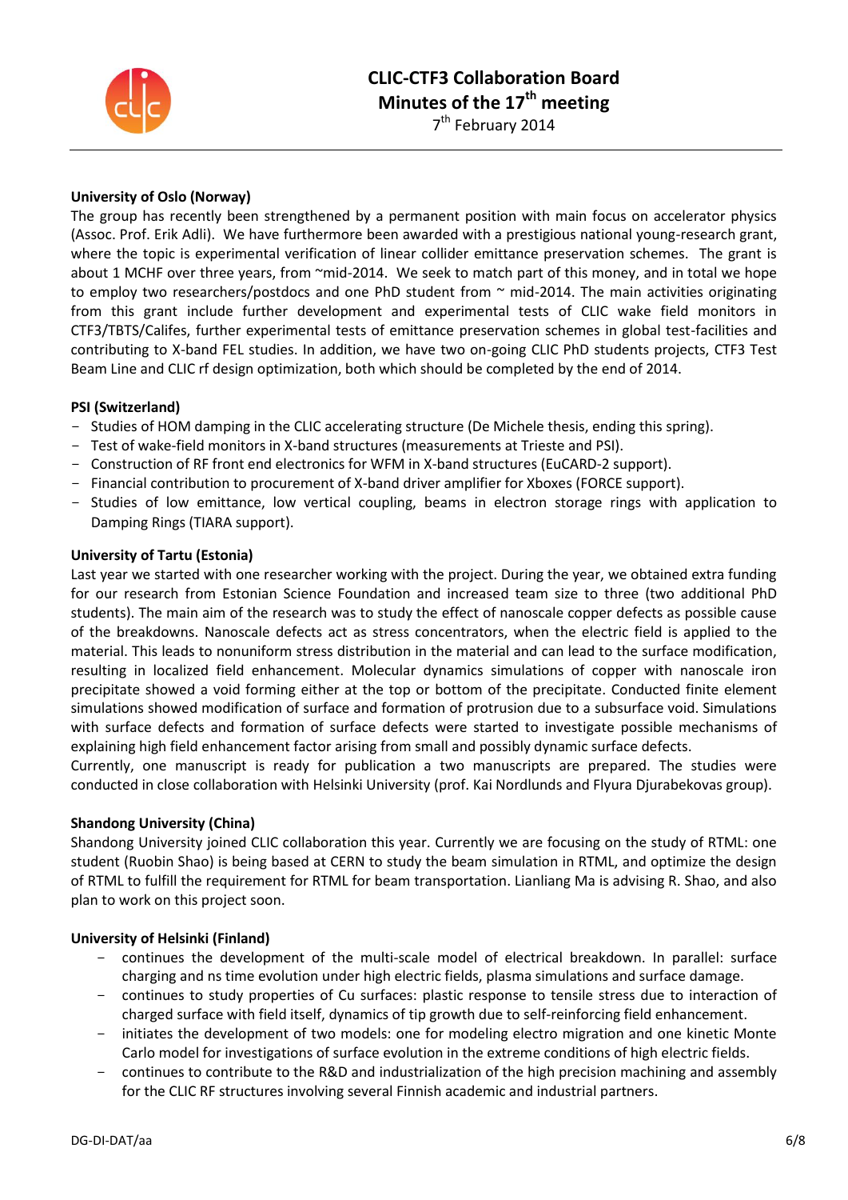**University of Oslo (Norway)**

The group has recently been strengthened by a permanent position with main focus on accelerator physics (Assoc. Prof. Erik Adli). We have furthermore been awarded with a prestigious national young-research grant, where the topic is experimental verification of linear collider emittance preservation schemes. The grant is about 1 MCHF over three years, from ~mid-2014. We seek to match part of this money, and in total we hope to employ two researchers/postdocs and one PhD student from ~ mid-2014. The main activities originating from this grant include further development and experimental tests of CLIC wake field monitors in CTF3/TBTS/Califes, further experimental tests of emittance preservation schemes in global test-facilities and contributing to X-band FEL studies. In addition, we have two on-going CLIC PhD students projects, CTF3 Test Beam Line and CLIC rf design optimization, both which should be completed by the end of 2014.

**PSI (Switzerland)**

- Studies of HOM damping in the CLIC accelerating structure (De Michele thesis, ending this spring).
- Test of wake-field monitors in X-band structures (measurements at Trieste and PSI).
- Construction of RF front end electronics for WFM in X-band structures (EuCARD-2 support).
- Financial contribution to procurement of X-band driver amplifier for Xboxes (FORCE support).
- Studies of low emittance, low vertical coupling, beams in electron storage rings with application to Damping Rings (TIARA support).

**University of Tartu (Estonia)**

Last year we started with one researcher working with the project. During the year, we obtained extra funding for our research from Estonian Science Foundation and increased team size to three (two additional PhD students). The main aim of the research was to study the effect of nanoscale copper defects as possible cause of the breakdowns. Nanoscale defects act as stress concentrators, when the electric field is applied to the material. This leads to nonuniform stress distribution in the material and can lead to the surface modification, resulting in localized field enhancement. Molecular dynamics simulations of copper with nanoscale iron precipitate showed a void forming either at the top or bottom of the precipitate. Conducted finite element simulations showed modification of surface and formation of protrusion due to a subsurface void. Simulations with surface defects and formation of surface defects were started to investigate possible mechanisms of explaining high field enhancement factor arising from small and possibly dynamic surface defects.

Currently, one manuscript is ready for publication a two manuscripts are prepared. The studies were conducted in close collaboration with Helsinki University (prof. Kai Nordlunds and Flyura Djurabekovas group).

**Shandong University (China)**

Shandong University joined CLIC collaboration this year. Currently we are focusing on the study of RTML: one student (Ruobin Shao) is being based at CERN to study the beam simulation in RTML, and optimize the design of RTML to fulfill the requirement for RTML for beam transportation. Lianliang Ma is advising R. Shao, and also plan to work on this project soon.

**University of Helsinki (Finland)**

- continues the development of the multi-scale model of electrical breakdown. In parallel: surface charging and ns time evolution under high electric fields, plasma simulations and surface damage.
- continues to study properties of Cu surfaces: plastic response to tensile stress due to interaction of charged surface with field itself, dynamics of tip growth due to self-reinforcing field enhancement.
- initiates the development of two models: one for modeling electro migration and one kinetic Monte Carlo model for investigations of surface evolution in the extreme conditions of high electric fields.
- continues to contribute to the R&D and industrialization of the high precision machining and assembly for the CLIC RF structures involving several Finnish academic and industrial partners.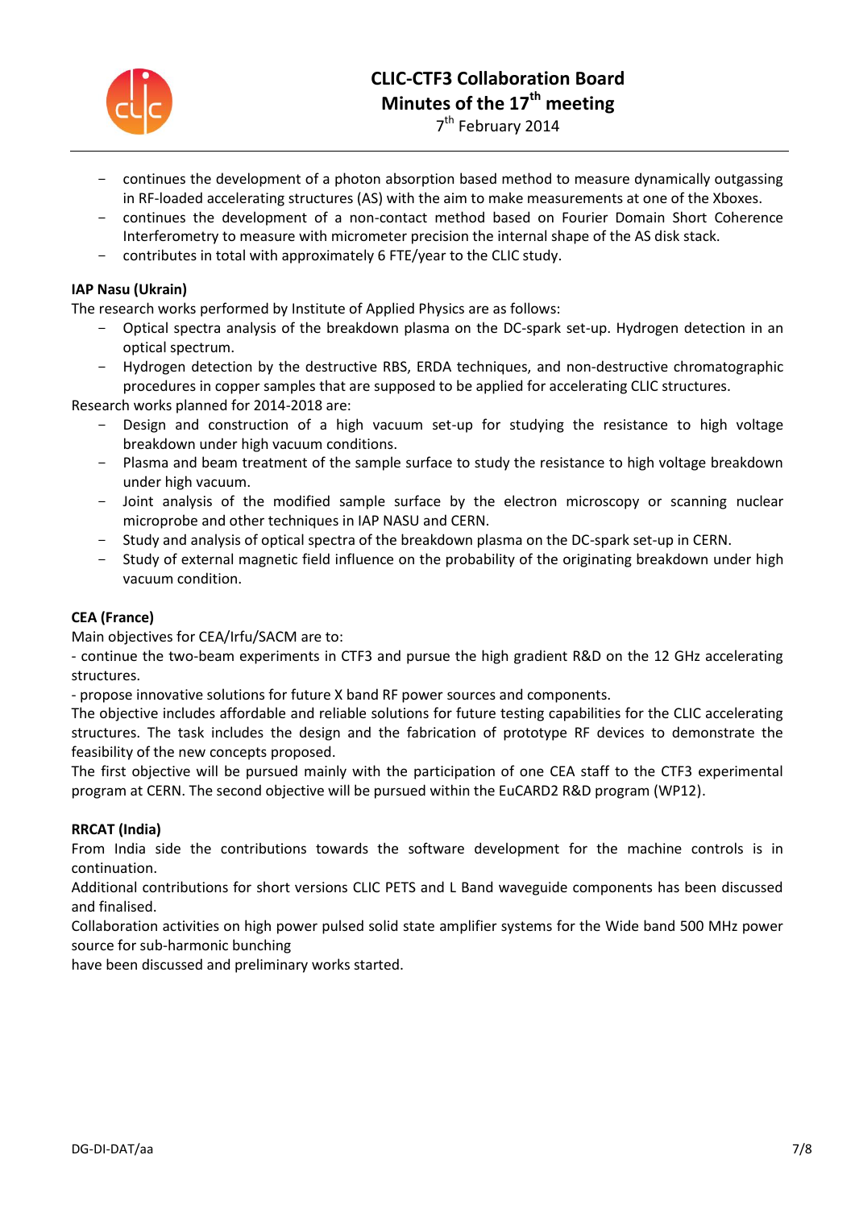- continues the development of a photon absorption based method to measure dynamically outgassing in RF-loaded accelerating structures (AS) with the aim to make measurements at one of the Xboxes.
- continues the development of a non-contact method based on Fourier Domain Short Coherence Interferometry to measure with micrometer precision the internal shape of the AS disk stack.
- contributes in total with approximately 6 FTE/year to the CLIC study.

**IAP Nasu (Ukrain)**

The research works performed by Institute of Applied Physics are as follows:

- Optical spectra analysis of the breakdown plasma on the DC-spark set-up. Hydrogen detection in an optical spectrum.
- Hydrogen detection by the destructive RBS, ERDA techniques, and non-destructive chromatographic procedures in copper samples that are supposed to be applied for accelerating CLIC structures.

Research works planned for 2014-2018 are:

- Design and construction of a high vacuum set-up for studying the resistance to high voltage breakdown under high vacuum conditions.
- Plasma and beam treatment of the sample surface to study the resistance to high voltage breakdown under high vacuum.
- Joint analysis of the modified sample surface by the electron microscopy or scanning nuclear microprobe and other techniques in IAP NASU and CERN.
- Study and analysis of optical spectra of the breakdown plasma on the DC-spark set-up in CERN.
- Study of external magnetic field influence on the probability of the originating breakdown under high vacuum condition.

**CEA (France)**

Main objectives for CEA/Irfu/SACM are to:

- continue the two-beam experiments in CTF3 and pursue the high gradient R&D on the 12 GHz accelerating structures.
- propose innovative solutions for future X band RF power sources and components.

The objective includes affordable and reliable solutions for future testing capabilities for the CLIC accelerating structures. The task includes the design and the fabrication of prototype RF devices to demonstrate the feasibility of the new concepts proposed.

The first objective will be pursued mainly with the participation of one CEA staff to the CTF3 experimental program at CERN. The second objective will be pursued within the EuCARD2 R&D program (WP12).

**RRCAT (India)**

From India side the contributions towards the software development for the machine controls is in continuation.

Additional contributions for short versions CLIC PETS and L Band waveguide components has been discussed and finalised.

Collaboration activities on high power pulsed solid state amplifier systems for the Wide band 500 MHz power source for sub-harmonic bunching
have been discussed and preliminary works started.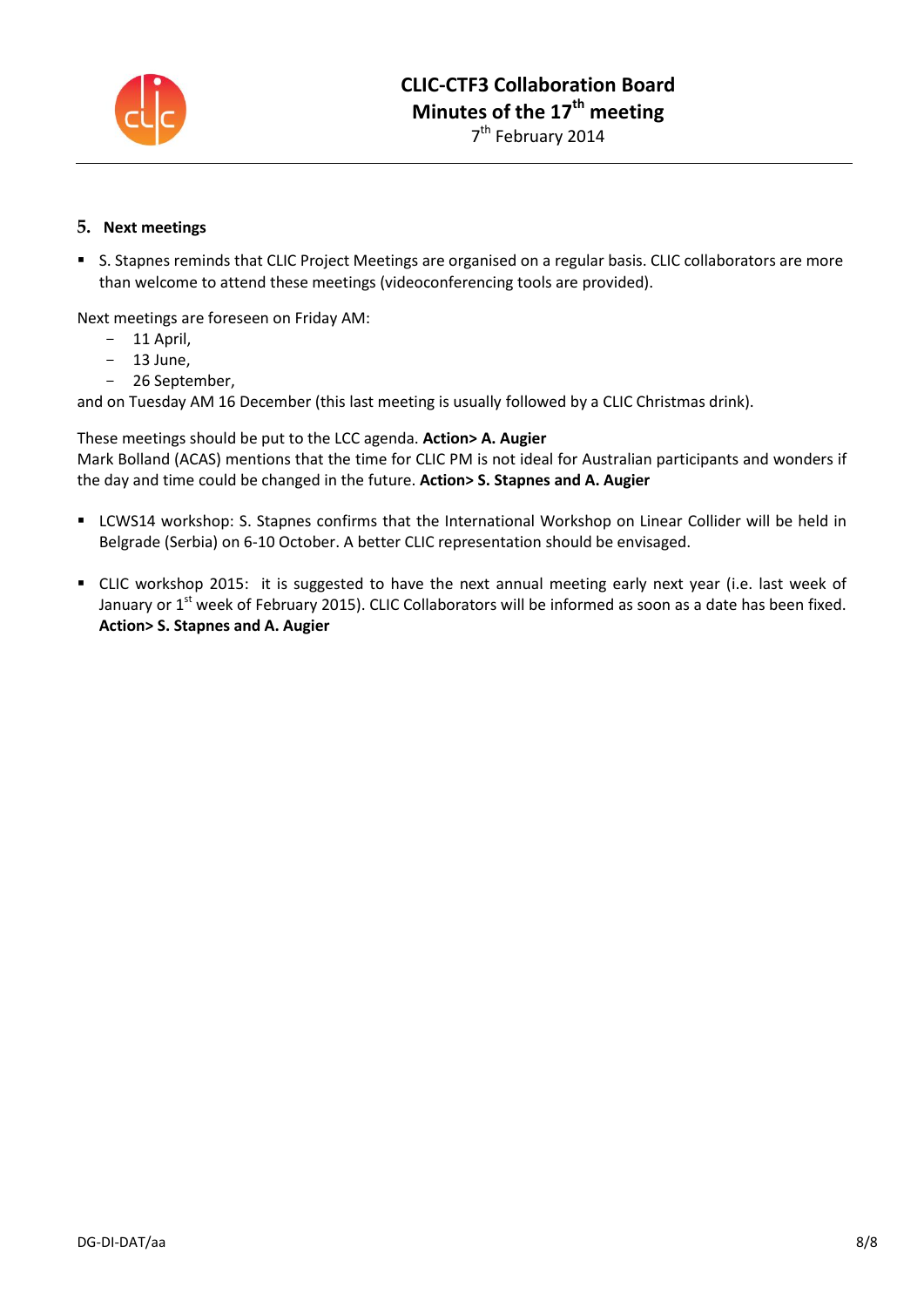## 5. Next meetings

- S. Stapnes reminds that CLIC Project Meetings are organised on a regular basis. CLIC collaborators are more than welcome to attend these meetings (videoconferencing tools are provided).

Next meetings are foreseen on Friday AM:

- 11 April,
- 13 June,
- 26 September,

and on Tuesday AM 16 December (this last meeting is usually followed by a CLIC Christmas drink).

These meetings should be put to the LCC agenda. **Action> A. Augier**
Mark Bolland (ACAS) mentions that the time for CLIC PM is not ideal for Australian participants and wonders if the day and time could be changed in the future. **Action> S. Stapnes and A. Augier**

- LCWS14 workshop: S. Stapnes confirms that the International Workshop on Linear Collider will be held in Belgrade (Serbia) on 6-10 October. A better CLIC representation should be envisaged.

- CLIC workshop 2015: it is suggested to have the next annual meeting early next year (i.e. last week of January or 1st week of February 2015). CLIC Collaborators will be informed as soon as a date has been fixed. **Action> S. Stapnes and A. Augier**